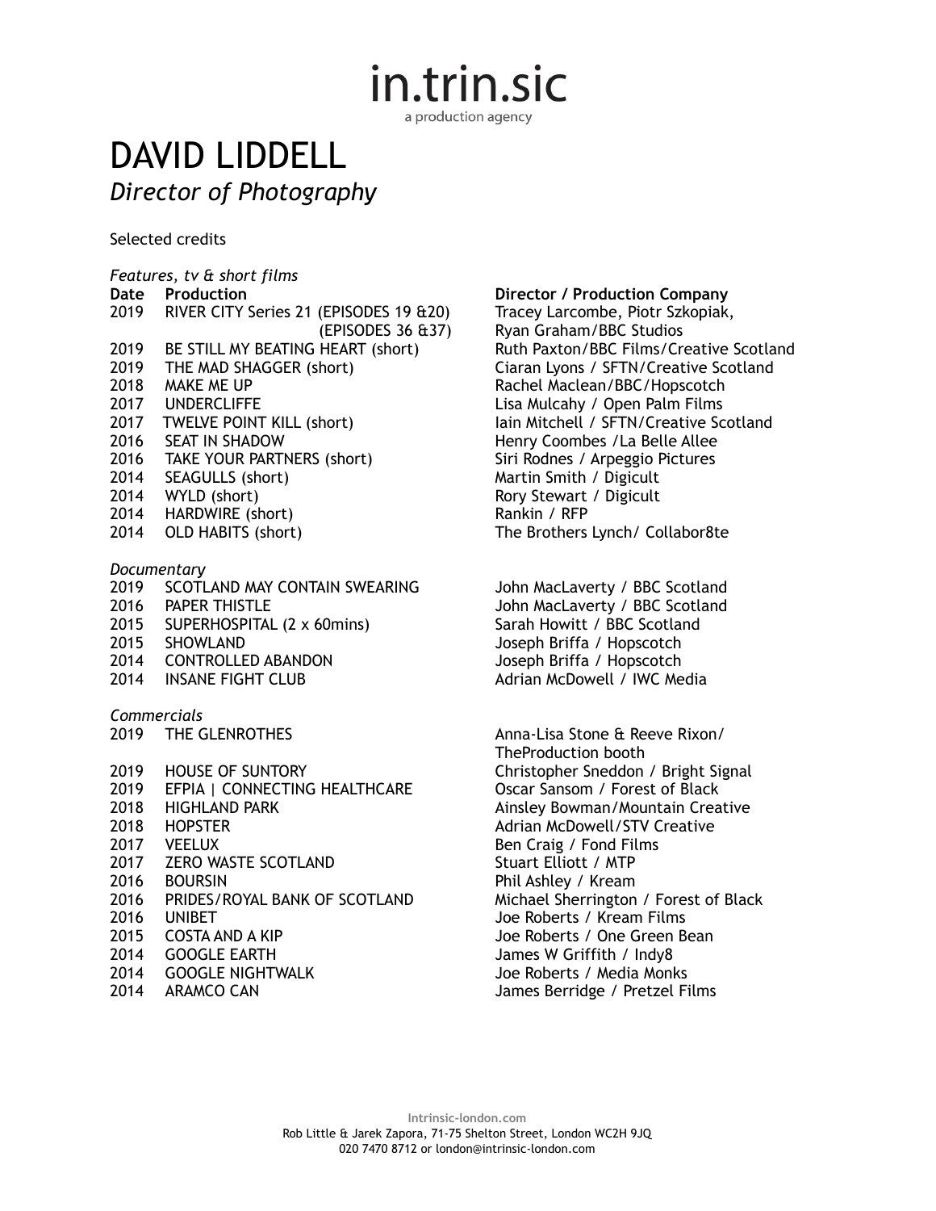# in.trin.sic

a production agency

# DAVID LIDDELL

*Director of Photography*

Selected credits

*Features, tv & short films*

| Date | Production | Director / Production Company |
| --- | --- | --- |
| 2019 | RIVER CITY Series 21 (EPISODES 19 &20) (EPISODES 36 &37) | Tracey Larcombe, Piotr Szkopiak, Ryan Graham/BBC Studios |
| 2019 | BE STILL MY BEATING HEART (short) | Ruth Paxton/BBC Films/Creative Scotland |
| 2019 | THE MAD SHAGGER (short) | Ciaran Lyons / SFTN/Creative Scotland |
| 2018 | MAKE ME UP | Rachel Maclean/BBC/Hopscotch |
| 2017 | UNDERCLIFFE | Lisa Mulcahy / Open Palm Films |
| 2017 | TWELVE POINT KILL (short) | Iain Mitchell / SFTN/Creative Scotland |
| 2016 | SEAT IN SHADOW | Henry Coombes /La Belle Allee |
| 2016 | TAKE YOUR PARTNERS (short) | Siri Rodnes / Arpeggio Pictures |
| 2014 | SEAGULLS (short) | Martin Smith / Digicult |
| 2014 | WYLD (short) | Rory Stewart / Digicult |
| 2014 | HARDWIRE (short) | Rankin / RFP |
| 2014 | OLD HABITS (short) | The Brothers Lynch/ Collabor8te |

*Documentary*

| | | |
| --- | --- | --- |
| 2019 | SCOTLAND MAY CONTAIN SWEARING | John MacLaverty / BBC Scotland |
| 2016 | PAPER THISTLE | John MacLaverty / BBC Scotland |
| 2015 | SUPERHOSPITAL (2 x 60mins) | Sarah Howitt / BBC Scotland |
| 2015 | SHOWLAND | Joseph Briffa / Hopscotch |
| 2014 | CONTROLLED ABANDON | Joseph Briffa / Hopscotch |
| 2014 | INSANE FIGHT CLUB | Adrian McDowell / IWC Media |

*Commercials*

| | | |
| --- | --- | --- |
| 2019 | THE GLENROTHES | Anna-Lisa Stone & Reeve Rixon/ TheProduction booth |
| 2019 | HOUSE OF SUNTORY | Christopher Sneddon / Bright Signal |
| 2019 | EFPIA \| CONNECTING HEALTHCARE | Oscar Sansom / Forest of Black |
| 2018 | HIGHLAND PARK | Ainsley Bowman/Mountain Creative |
| 2018 | HOPSTER | Adrian McDowell/STV Creative |
| 2017 | VEELUX | Ben Craig / Fond Films |
| 2017 | ZERO WASTE SCOTLAND | Stuart Elliott / MTP |
| 2016 | BOURSIN | Phil Ashley / Kream |
| 2016 | PRIDES/ROYAL BANK OF SCOTLAND | Michael Sherrington / Forest of Black |
| 2016 | UNIBET | Joe Roberts / Kream Films |
| 2015 | COSTA AND A KIP | Joe Roberts / One Green Bean |
| 2014 | GOOGLE EARTH | James W Griffith / Indy8 |
| 2014 | GOOGLE NIGHTWALK | Joe Roberts / Media Monks |
| 2014 | ARAMCO CAN | James Berridge / Pretzel Films |

Intrinsic-london.com
Rob Little & Jarek Zapora, 71-75 Shelton Street, London WC2H 9JQ
020 7470 8712 or london@intrinsic-london.com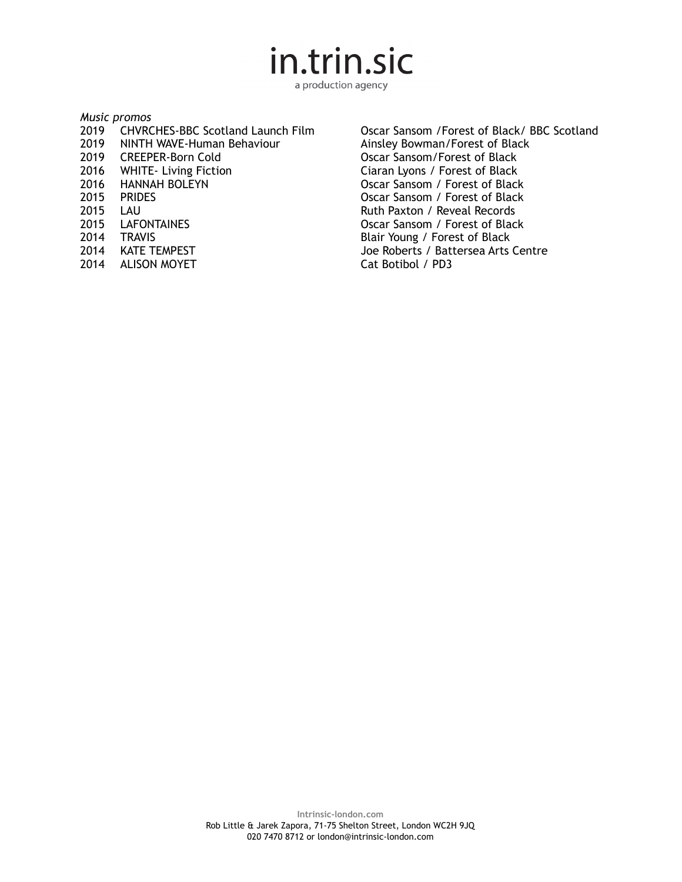# in.trin.sic

a production agency

*Music promos*

| | | |
|---|---|---|
| 2019 | CHVRCHES-BBC Scotland Launch Film | Oscar Sansom /Forest of Black/ BBC Scotland |
| 2019 | NINTH WAVE-Human Behaviour | Ainsley Bowman/Forest of Black |
| 2019 | CREEPER-Born Cold | Oscar Sansom/Forest of Black |
| 2016 | WHITE- Living Fiction | Ciaran Lyons / Forest of Black |
| 2016 | HANNAH BOLEYN | Oscar Sansom / Forest of Black |
| 2015 | PRIDES | Oscar Sansom / Forest of Black |
| 2015 | LAU | Ruth Paxton / Reveal Records |
| 2015 | LAFONTAINES | Oscar Sansom / Forest of Black |
| 2014 | TRAVIS | Blair Young / Forest of Black |
| 2014 | KATE TEMPEST | Joe Roberts / Battersea Arts Centre |
| 2014 | ALISON MOYET | Cat Botibol / PD3 |

**Intrinsic-london.com**
Rob Little & Jarek Zapora, 71-75 Shelton Street, London WC2H 9JQ
020 7470 8712 or london@intrinsic-london.com